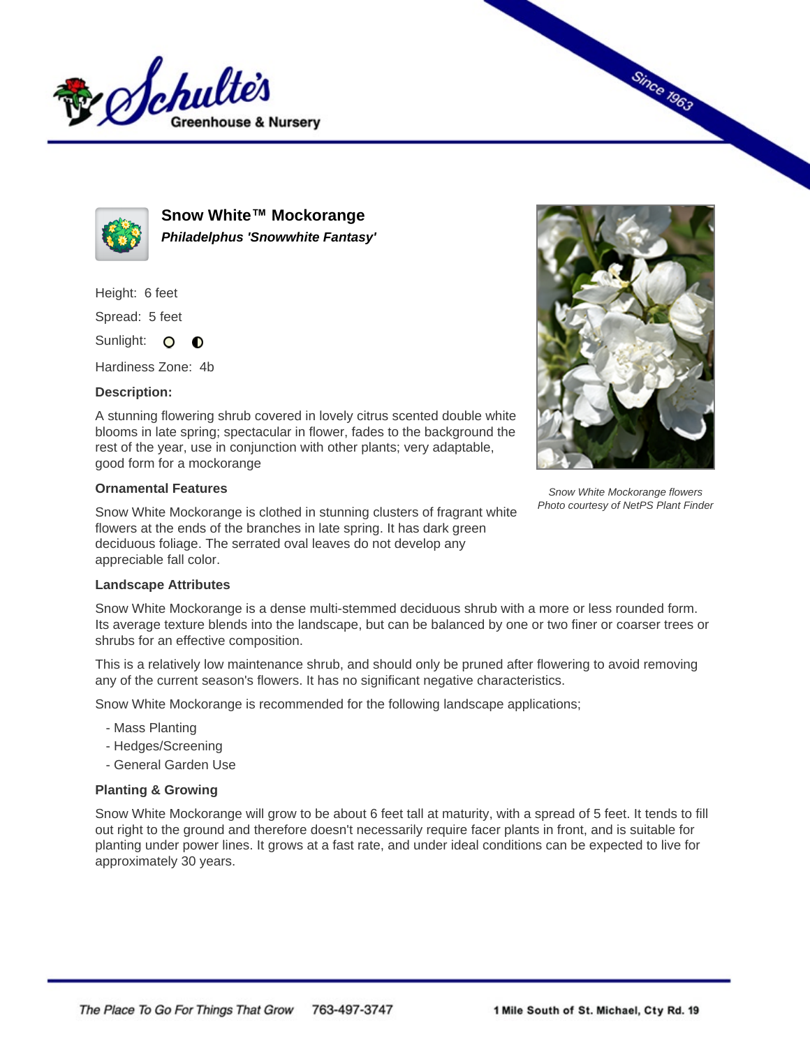# Snow White™ Mockorange

***Philadelphus 'Snowwhite Fantasy'***

Height: 6 feet

Spread: 5 feet

Sunlight:

Hardiness Zone: 4b

**Description:**

A stunning flowering shrub covered in lovely citrus scented double white blooms in late spring; spectacular in flower, fades to the background the rest of the year, use in conjunction with other plants; very adaptable, good form for a mockorange

*Snow White Mockorange flowers*
*Photo courtesy of NetPS Plant Finder*

### Ornamental Features

Snow White Mockorange is clothed in stunning clusters of fragrant white flowers at the ends of the branches in late spring. It has dark green deciduous foliage. The serrated oval leaves do not develop any appreciable fall color.

### Landscape Attributes

Snow White Mockorange is a dense multi-stemmed deciduous shrub with a more or less rounded form. Its average texture blends into the landscape, but can be balanced by one or two finer or coarser trees or shrubs for an effective composition.

This is a relatively low maintenance shrub, and should only be pruned after flowering to avoid removing any of the current season's flowers. It has no significant negative characteristics.

Snow White Mockorange is recommended for the following landscape applications;

- Mass Planting
- Hedges/Screening
- General Garden Use

### Planting & Growing

Snow White Mockorange will grow to be about 6 feet tall at maturity, with a spread of 5 feet. It tends to fill out right to the ground and therefore doesn't necessarily require facer plants in front, and is suitable for planting under power lines. It grows at a fast rate, and under ideal conditions can be expected to live for approximately 30 years.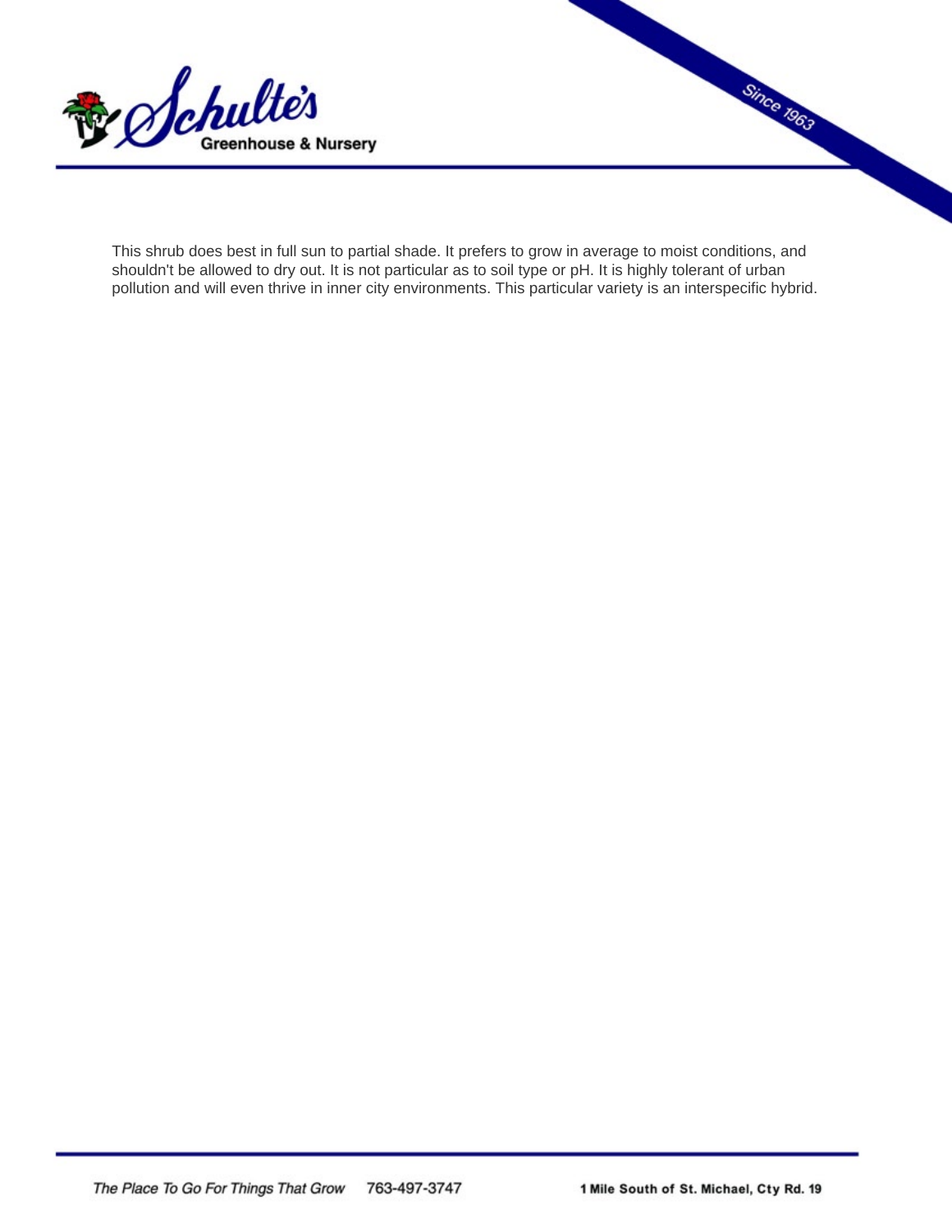This shrub does best in full sun to partial shade. It prefers to grow in average to moist conditions, and shouldn't be allowed to dry out. It is not particular as to soil type or pH. It is highly tolerant of urban pollution and will even thrive in inner city environments. This particular variety is an interspecific hybrid.